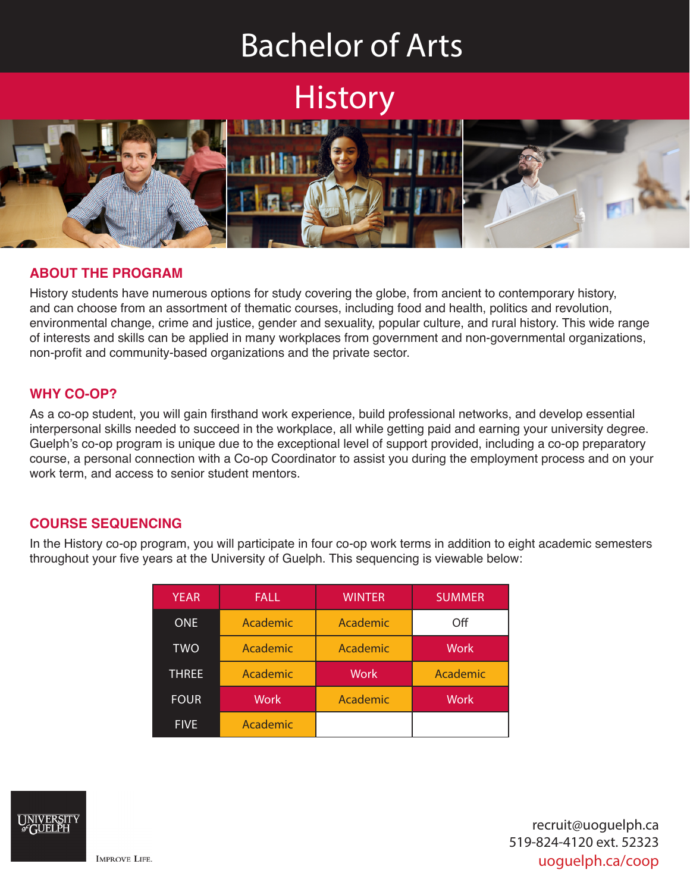# Bachelor of Arts

## History

### ABOUT THE PROGRAM

History students have numerous options for study covering the globe, from ancient to contemporary history, and can choose from an assortment of thematic courses, including food and health, politics and revolution, environmental change, crime and justice, gender and sexuality, popular culture, and rural history. This wide range of interests and skills can be applied in many workplaces from government and non-governmental organizations, non-profit and community-based organizations and the private sector.

### WHY CO-OP?

As a co-op student, you will gain firsthand work experience, build professional networks, and develop essential interpersonal skills needed to succeed in the workplace, all while getting paid and earning your university degree. Guelph's co-op program is unique due to the exceptional level of support provided, including a co-op preparatory course, a personal connection with a Co-op Coordinator to assist you during the employment process and on your work term, and access to senior student mentors.

### COURSE SEQUENCING

In the History co-op program, you will participate in four co-op work terms in addition to eight academic semesters throughout your five years at the University of Guelph. This sequencing is viewable below:

| YEAR | FALL | WINTER | SUMMER |
|---|---|---|---|
| ONE | Academic | Academic | Off |
| TWO | Academic | Academic | Work |
| THREE | Academic | Work | Academic |
| FOUR | Work | Academic | Work |
| FIVE | Academic | | |

UNIVERSITY of GUELPH

IMPROVE LIFE.

recruit@uoguelph.ca
519-824-4120 ext. 52323
uoguelph.ca/coop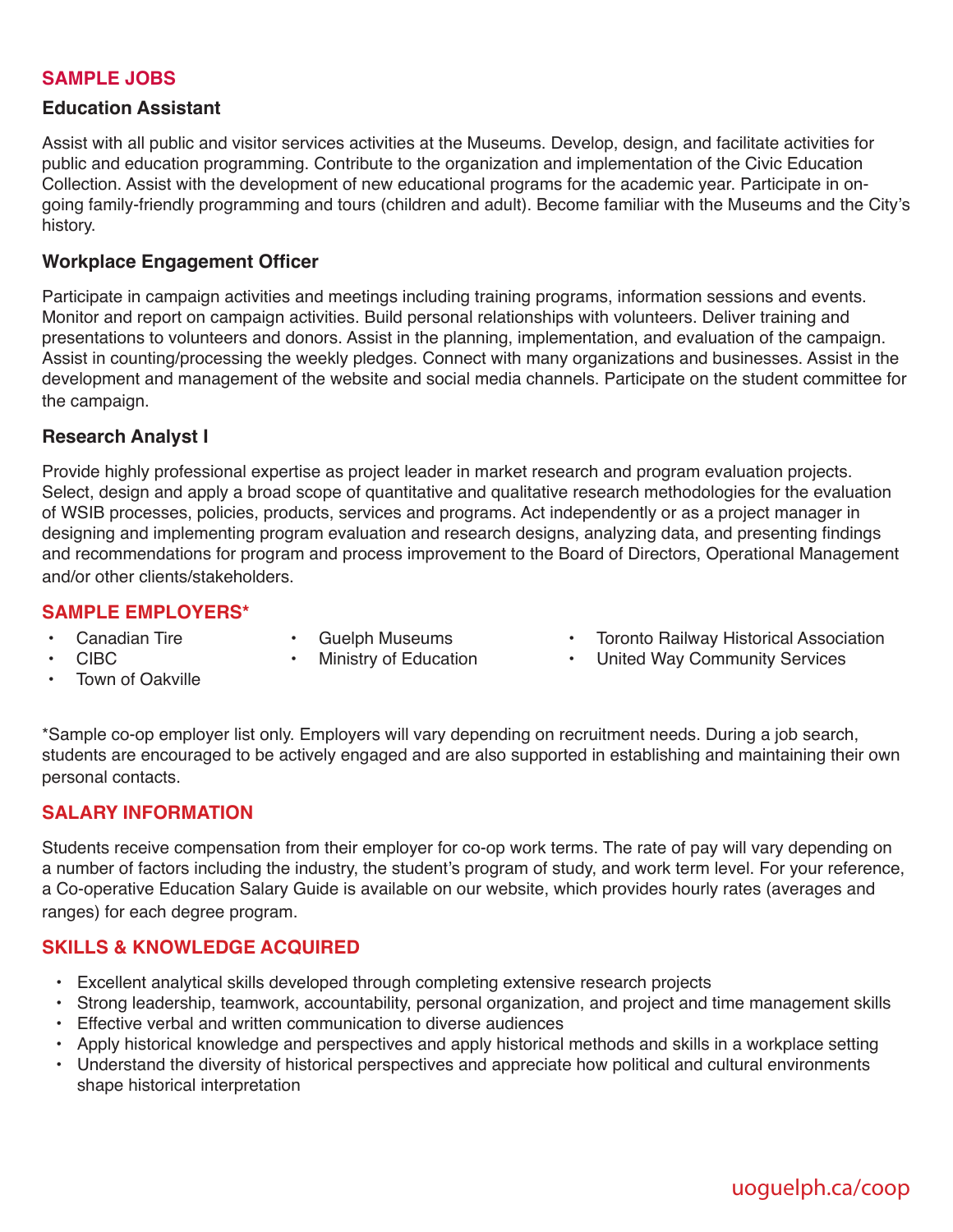## SAMPLE JOBS

### Education Assistant

Assist with all public and visitor services activities at the Museums. Develop, design, and facilitate activities for public and education programming. Contribute to the organization and implementation of the Civic Education Collection. Assist with the development of new educational programs for the academic year. Participate in on-going family-friendly programming and tours (children and adult). Become familiar with the Museums and the City's history.

### Workplace Engagement Officer

Participate in campaign activities and meetings including training programs, information sessions and events. Monitor and report on campaign activities. Build personal relationships with volunteers. Deliver training and presentations to volunteers and donors. Assist in the planning, implementation, and evaluation of the campaign. Assist in counting/processing the weekly pledges. Connect with many organizations and businesses. Assist in the development and management of the website and social media channels. Participate on the student committee for the campaign.

### Research Analyst I

Provide highly professional expertise as project leader in market research and program evaluation projects. Select, design and apply a broad scope of quantitative and qualitative research methodologies for the evaluation of WSIB processes, policies, products, services and programs. Act independently or as a project manager in designing and implementing program evaluation and research designs, analyzing data, and presenting findings and recommendations for program and process improvement to the Board of Directors, Operational Management and/or other clients/stakeholders.

## SAMPLE EMPLOYERS*

- Canadian Tire
- CIBC
- Town of Oakville
- Guelph Museums
- Ministry of Education
- Toronto Railway Historical Association
- United Way Community Services

*Sample co-op employer list only. Employers will vary depending on recruitment needs. During a job search, students are encouraged to be actively engaged and are also supported in establishing and maintaining their own personal contacts.

## SALARY INFORMATION

Students receive compensation from their employer for co-op work terms. The rate of pay will vary depending on a number of factors including the industry, the student's program of study, and work term level. For your reference, a Co-operative Education Salary Guide is available on our website, which provides hourly rates (averages and ranges) for each degree program.

## SKILLS & KNOWLEDGE ACQUIRED

- Excellent analytical skills developed through completing extensive research projects
- Strong leadership, teamwork, accountability, personal organization, and project and time management skills
- Effective verbal and written communication to diverse audiences
- Apply historical knowledge and perspectives and apply historical methods and skills in a workplace setting
- Understand the diversity of historical perspectives and appreciate how political and cultural environments shape historical interpretation

uoguelph.ca/coop